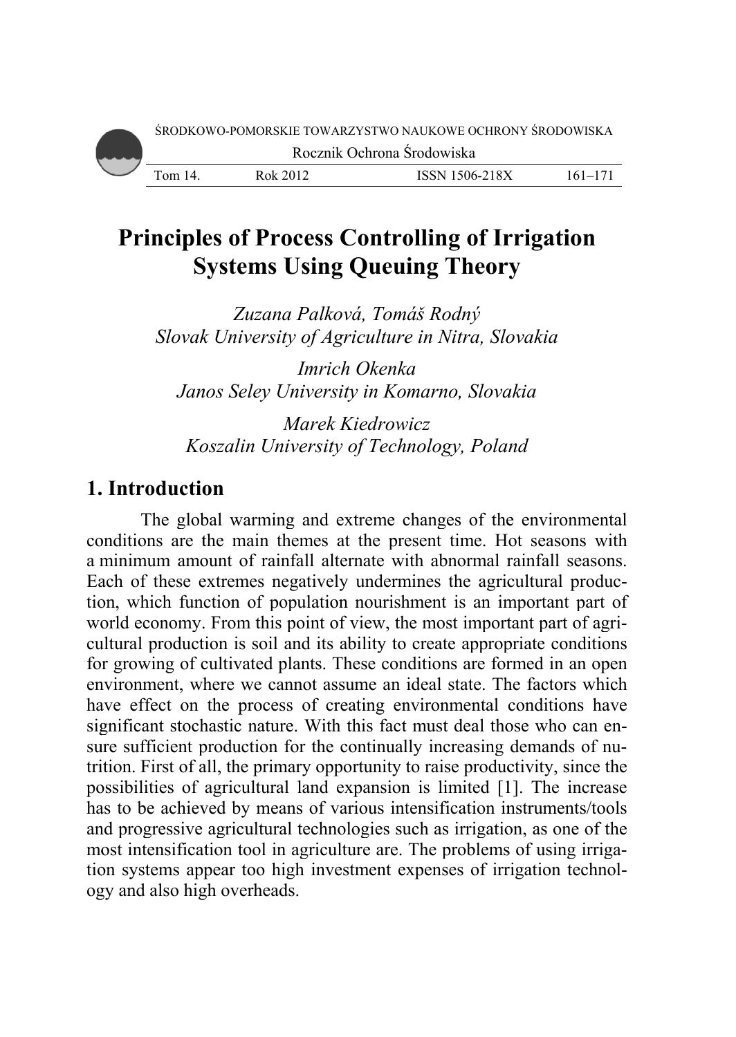# Principles of Process Controlling of Irrigation Systems Using Queuing Theory

*Zuzana Palková, Tomáš Rodný*
*Slovak University of Agriculture in Nitra, Slovakia*

*Imrich Okenka*
*Janos Seley University in Komarno, Slovakia*

*Marek Kiedrowicz*
*Koszalin University of Technology, Poland*

## 1. Introduction

The global warming and extreme changes of the environmental conditions are the main themes at the present time. Hot seasons with a minimum amount of rainfall alternate with abnormal rainfall seasons. Each of these extremes negatively undermines the agricultural production, which function of population nourishment is an important part of world economy. From this point of view, the most important part of agricultural production is soil and its ability to create appropriate conditions for growing of cultivated plants. These conditions are formed in an open environment, where we cannot assume an ideal state. The factors which have effect on the process of creating environmental conditions have significant stochastic nature. With this fact must deal those who can ensure sufficient production for the continually increasing demands of nutrition. First of all, the primary opportunity to raise productivity, since the possibilities of agricultural land expansion is limited [1]. The increase has to be achieved by means of various intensification instruments/tools and progressive agricultural technologies such as irrigation, as one of the most intensification tool in agriculture are. The problems of using irrigation systems appear too high investment expenses of irrigation technology and also high overheads.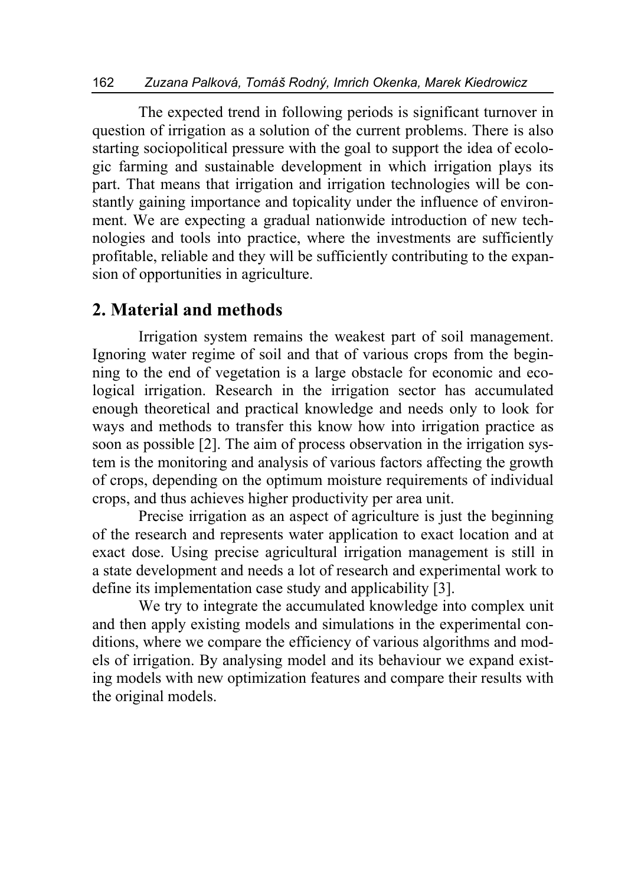The expected trend in following periods is significant turnover in question of irrigation as a solution of the current problems. There is also starting sociopolitical pressure with the goal to support the idea of ecologic farming and sustainable development in which irrigation plays its part. That means that irrigation and irrigation technologies will be constantly gaining importance and topicality under the influence of environment. We are expecting a gradual nationwide introduction of new technologies and tools into practice, where the investments are sufficiently profitable, reliable and they will be sufficiently contributing to the expansion of opportunities in agriculture.

## 2. Material and methods

Irrigation system remains the weakest part of soil management. Ignoring water regime of soil and that of various crops from the beginning to the end of vegetation is a large obstacle for economic and ecological irrigation. Research in the irrigation sector has accumulated enough theoretical and practical knowledge and needs only to look for ways and methods to transfer this know how into irrigation practice as soon as possible [2]. The aim of process observation in the irrigation system is the monitoring and analysis of various factors affecting the growth of crops, depending on the optimum moisture requirements of individual crops, and thus achieves higher productivity per area unit.

Precise irrigation as an aspect of agriculture is just the beginning of the research and represents water application to exact location and at exact dose. Using precise agricultural irrigation management is still in a state development and needs a lot of research and experimental work to define its implementation case study and applicability [3].

We try to integrate the accumulated knowledge into complex unit and then apply existing models and simulations in the experimental conditions, where we compare the efficiency of various algorithms and models of irrigation. By analysing model and its behaviour we expand existing models with new optimization features and compare their results with the original models.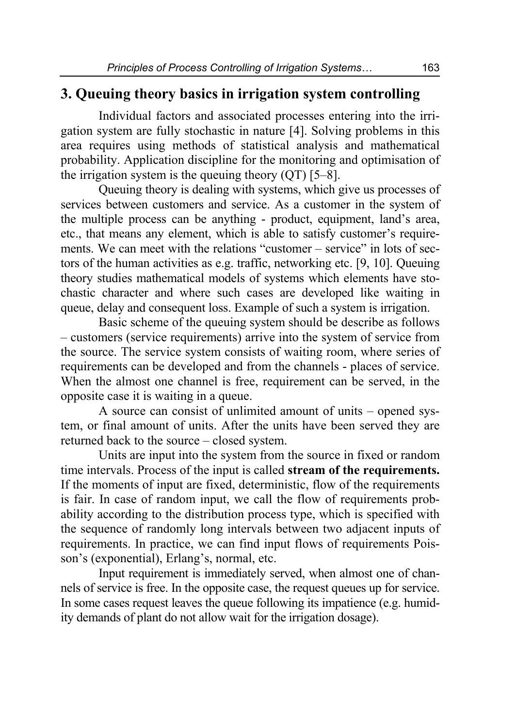## 3. Queuing theory basics in irrigation system controlling

Individual factors and associated processes entering into the irrigation system are fully stochastic in nature [4]. Solving problems in this area requires using methods of statistical analysis and mathematical probability. Application discipline for the monitoring and optimisation of the irrigation system is the queuing theory (QT) [5–8].

Queuing theory is dealing with systems, which give us processes of services between customers and service. As a customer in the system of the multiple process can be anything - product, equipment, land's area, etc., that means any element, which is able to satisfy customer's requirements. We can meet with the relations "customer – service" in lots of sectors of the human activities as e.g. traffic, networking etc. [9, 10]. Queuing theory studies mathematical models of systems which elements have stochastic character and where such cases are developed like waiting in queue, delay and consequent loss. Example of such a system is irrigation.

Basic scheme of the queuing system should be describe as follows – customers (service requirements) arrive into the system of service from the source. The service system consists of waiting room, where series of requirements can be developed and from the channels - places of service. When the almost one channel is free, requirement can be served, in the opposite case it is waiting in a queue.

A source can consist of unlimited amount of units – opened system, or final amount of units. After the units have been served they are returned back to the source – closed system.

Units are input into the system from the source in fixed or random time intervals. Process of the input is called **stream of the requirements.** If the moments of input are fixed, deterministic, flow of the requirements is fair. In case of random input, we call the flow of requirements probability according to the distribution process type, which is specified with the sequence of randomly long intervals between two adjacent inputs of requirements. In practice, we can find input flows of requirements Poisson's (exponential), Erlang's, normal, etc.

Input requirement is immediately served, when almost one of channels of service is free. In the opposite case, the request queues up for service. In some cases request leaves the queue following its impatience (e.g. humidity demands of plant do not allow wait for the irrigation dosage).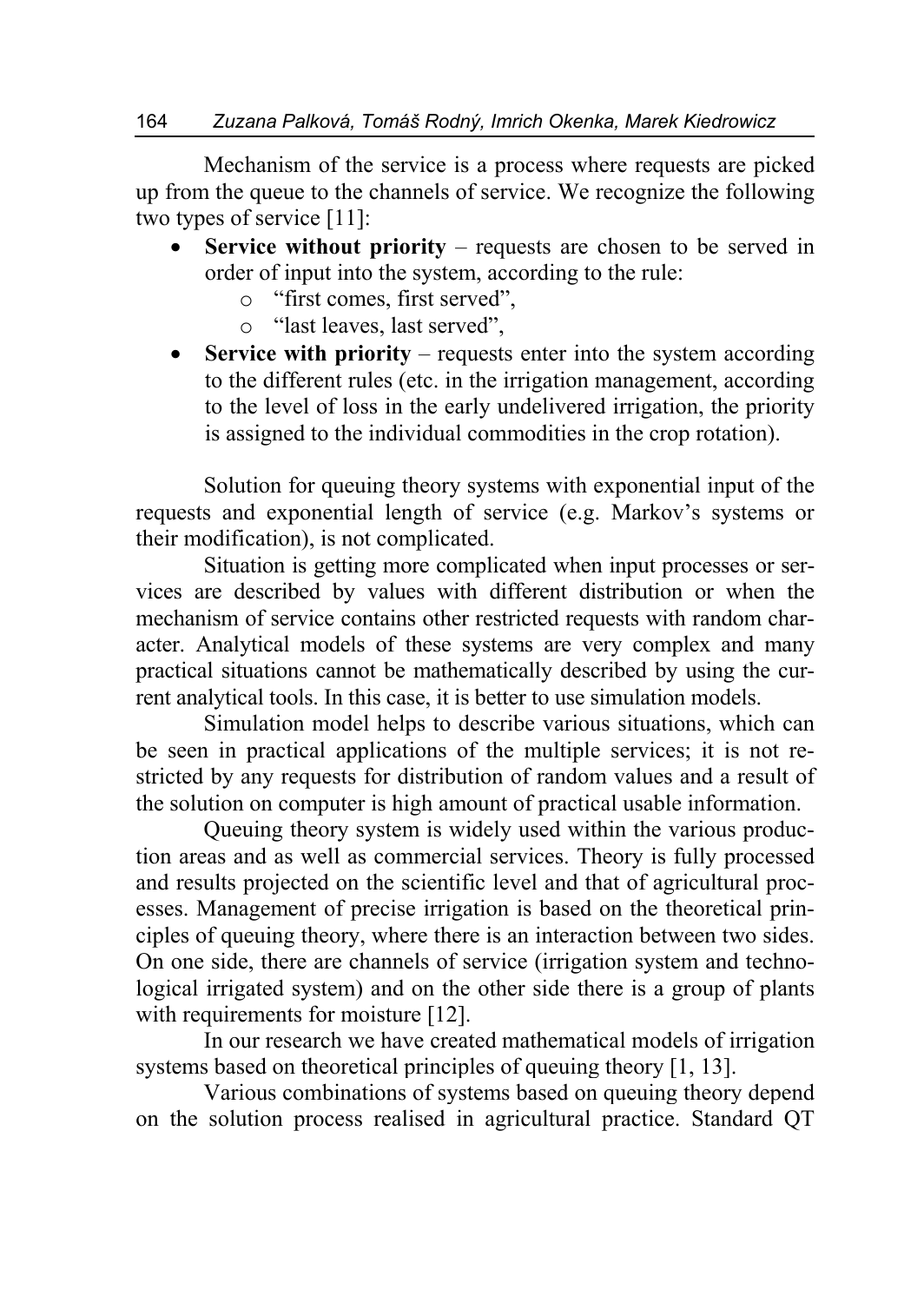Mechanism of the service is a process where requests are picked up from the queue to the channels of service. We recognize the following two types of service [11]:

- **Service without priority** – requests are chosen to be served in order of input into the system, according to the rule:
  - "first comes, first served",
  - "last leaves, last served",
- **Service with priority** – requests enter into the system according to the different rules (etc. in the irrigation management, according to the level of loss in the early undelivered irrigation, the priority is assigned to the individual commodities in the crop rotation).

Solution for queuing theory systems with exponential input of the requests and exponential length of service (e.g. Markov's systems or their modification), is not complicated.

Situation is getting more complicated when input processes or services are described by values with different distribution or when the mechanism of service contains other restricted requests with random character. Analytical models of these systems are very complex and many practical situations cannot be mathematically described by using the current analytical tools. In this case, it is better to use simulation models.

Simulation model helps to describe various situations, which can be seen in practical applications of the multiple services; it is not restricted by any requests for distribution of random values and a result of the solution on computer is high amount of practical usable information.

Queuing theory system is widely used within the various production areas and as well as commercial services. Theory is fully processed and results projected on the scientific level and that of agricultural processes. Management of precise irrigation is based on the theoretical principles of queuing theory, where there is an interaction between two sides. On one side, there are channels of service (irrigation system and technological irrigated system) and on the other side there is a group of plants with requirements for moisture [12].

In our research we have created mathematical models of irrigation systems based on theoretical principles of queuing theory [1, 13].

Various combinations of systems based on queuing theory depend on the solution process realised in agricultural practice. Standard QT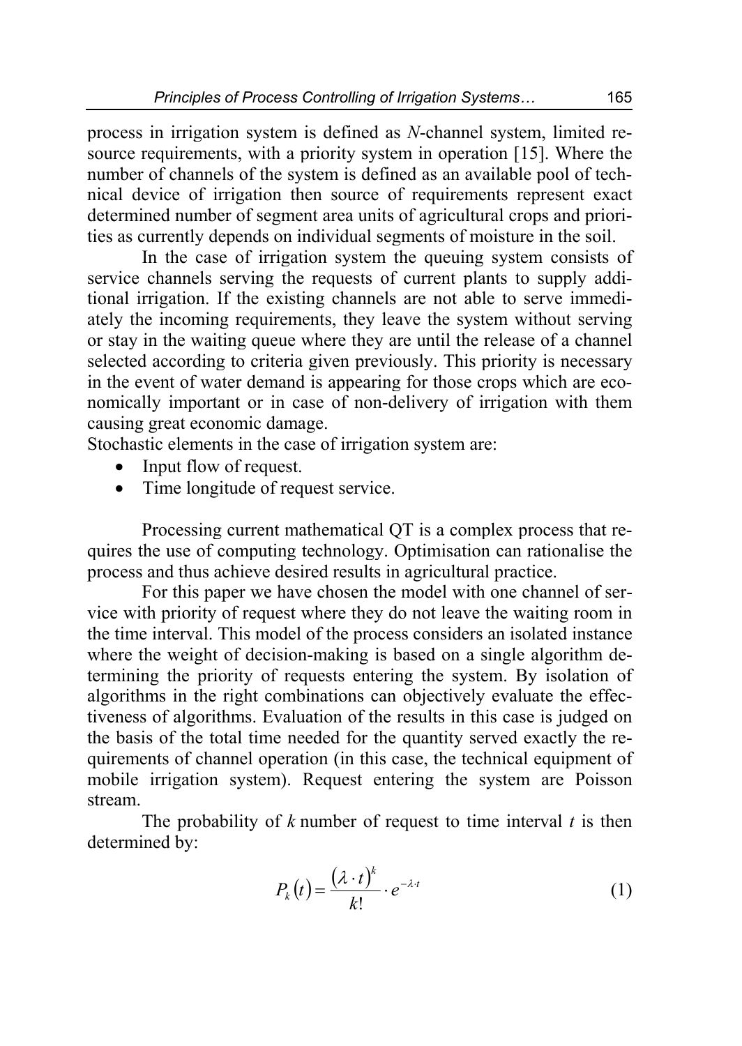process in irrigation system is defined as *N*-channel system, limited resource requirements, with a priority system in operation [15]. Where the number of channels of the system is defined as an available pool of technical device of irrigation then source of requirements represent exact determined number of segment area units of agricultural crops and priorities as currently depends on individual segments of moisture in the soil.

In the case of irrigation system the queuing system consists of service channels serving the requests of current plants to supply additional irrigation. If the existing channels are not able to serve immediately the incoming requirements, they leave the system without serving or stay in the waiting queue where they are until the release of a channel selected according to criteria given previously. This priority is necessary in the event of water demand is appearing for those crops which are economically important or in case of non-delivery of irrigation with them causing great economic damage.

Stochastic elements in the case of irrigation system are:

- Input flow of request.
- Time longitude of request service.

Processing current mathematical QT is a complex process that requires the use of computing technology. Optimisation can rationalise the process and thus achieve desired results in agricultural practice.

For this paper we have chosen the model with one channel of service with priority of request where they do not leave the waiting room in the time interval. This model of the process considers an isolated instance where the weight of decision-making is based on a single algorithm determining the priority of requests entering the system. By isolation of algorithms in the right combinations can objectively evaluate the effectiveness of algorithms. Evaluation of the results in this case is judged on the basis of the total time needed for the quantity served exactly the requirements of channel operation (in this case, the technical equipment of mobile irrigation system). Request entering the system are Poisson stream.

The probability of *k* number of request to time interval *t* is then determined by:

$$P_k(t) = \frac{(\lambda \cdot t)^k}{k!} \cdot e^{-\lambda \cdot t} \tag{1}$$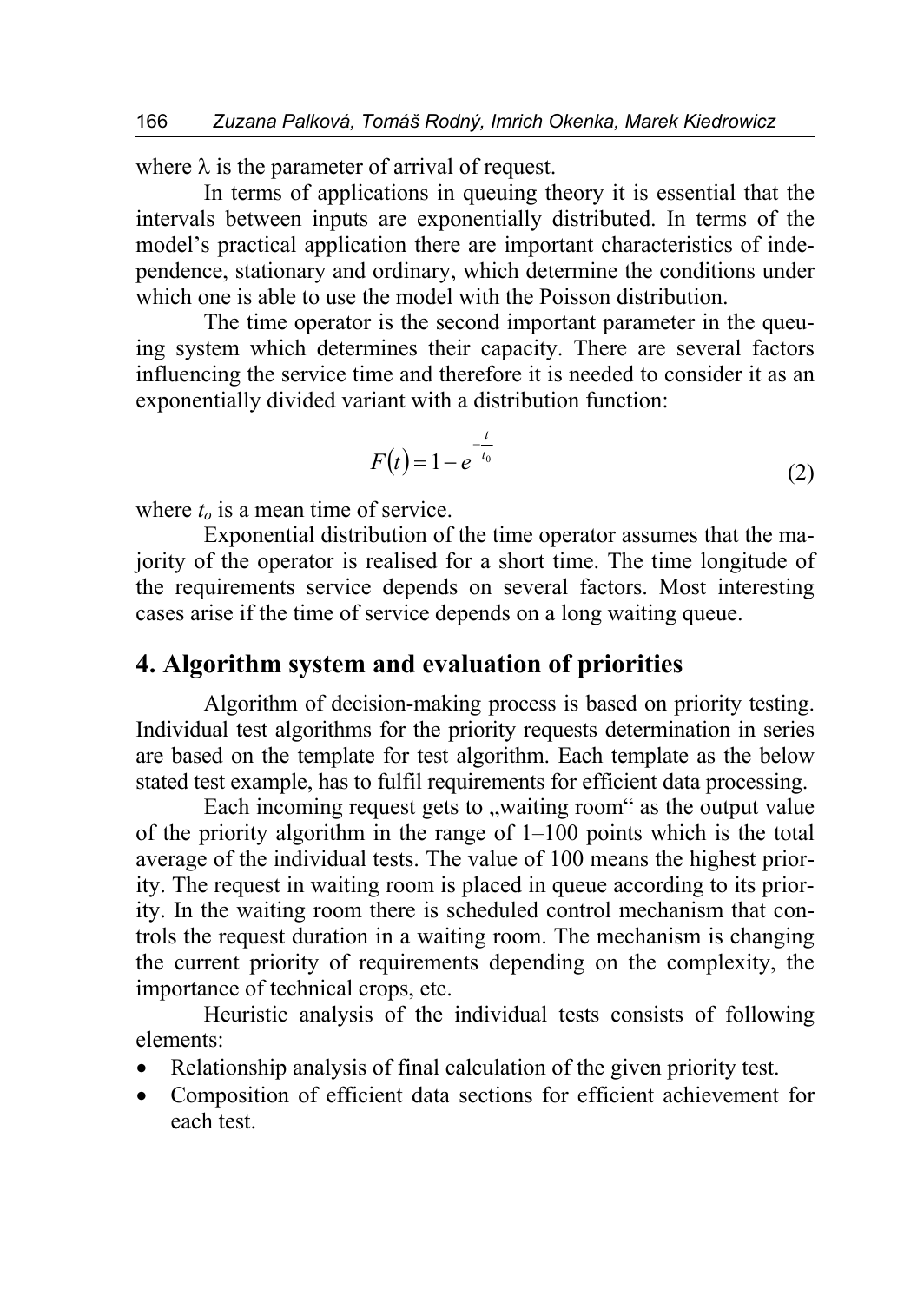where $\lambda$ is the parameter of arrival of request.

In terms of applications in queuing theory it is essential that the intervals between inputs are exponentially distributed. In terms of the model's practical application there are important characteristics of independence, stationary and ordinary, which determine the conditions under which one is able to use the model with the Poisson distribution.

The time operator is the second important parameter in the queuing system which determines their capacity. There are several factors influencing the service time and therefore it is needed to consider it as an exponentially divided variant with a distribution function:

$$F(t) = 1 - e^{-\frac{t}{t_0}} \tag{2}$$

where $t_o$ is a mean time of service.

Exponential distribution of the time operator assumes that the majority of the operator is realised for a short time. The time longitude of the requirements service depends on several factors. Most interesting cases arise if the time of service depends on a long waiting queue.

## 4. Algorithm system and evaluation of priorities

Algorithm of decision-making process is based on priority testing. Individual test algorithms for the priority requests determination in series are based on the template for test algorithm. Each template as the below stated test example, has to fulfil requirements for efficient data processing.

Each incoming request gets to „waiting room" as the output value of the priority algorithm in the range of 1–100 points which is the total average of the individual tests. The value of 100 means the highest priority. The request in waiting room is placed in queue according to its priority. In the waiting room there is scheduled control mechanism that controls the request duration in a waiting room. The mechanism is changing the current priority of requirements depending on the complexity, the importance of technical crops, etc.

Heuristic analysis of the individual tests consists of following elements:

- Relationship analysis of final calculation of the given priority test.
- Composition of efficient data sections for efficient achievement for each test.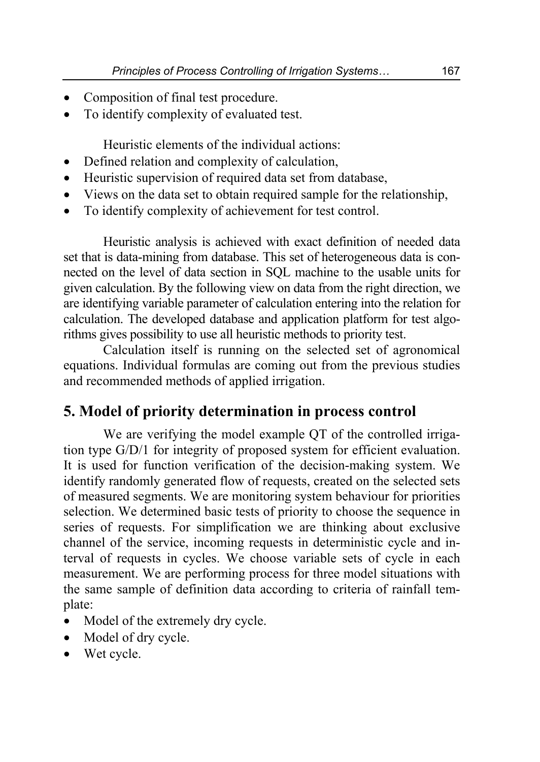- Composition of final test procedure.
- To identify complexity of evaluated test.

Heuristic elements of the individual actions:

- Defined relation and complexity of calculation,
- Heuristic supervision of required data set from database,
- Views on the data set to obtain required sample for the relationship,
- To identify complexity of achievement for test control.

Heuristic analysis is achieved with exact definition of needed data set that is data-mining from database. This set of heterogeneous data is connected on the level of data section in SQL machine to the usable units for given calculation. By the following view on data from the right direction, we are identifying variable parameter of calculation entering into the relation for calculation. The developed database and application platform for test algorithms gives possibility to use all heuristic methods to priority test.

Calculation itself is running on the selected set of agronomical equations. Individual formulas are coming out from the previous studies and recommended methods of applied irrigation.

## 5. Model of priority determination in process control

We are verifying the model example QT of the controlled irrigation type G/D/1 for integrity of proposed system for efficient evaluation. It is used for function verification of the decision-making system. We identify randomly generated flow of requests, created on the selected sets of measured segments. We are monitoring system behaviour for priorities selection. We determined basic tests of priority to choose the sequence in series of requests. For simplification we are thinking about exclusive channel of the service, incoming requests in deterministic cycle and interval of requests in cycles. We choose variable sets of cycle in each measurement. We are performing process for three model situations with the same sample of definition data according to criteria of rainfall template:

- Model of the extremely dry cycle.
- Model of dry cycle.
- Wet cycle.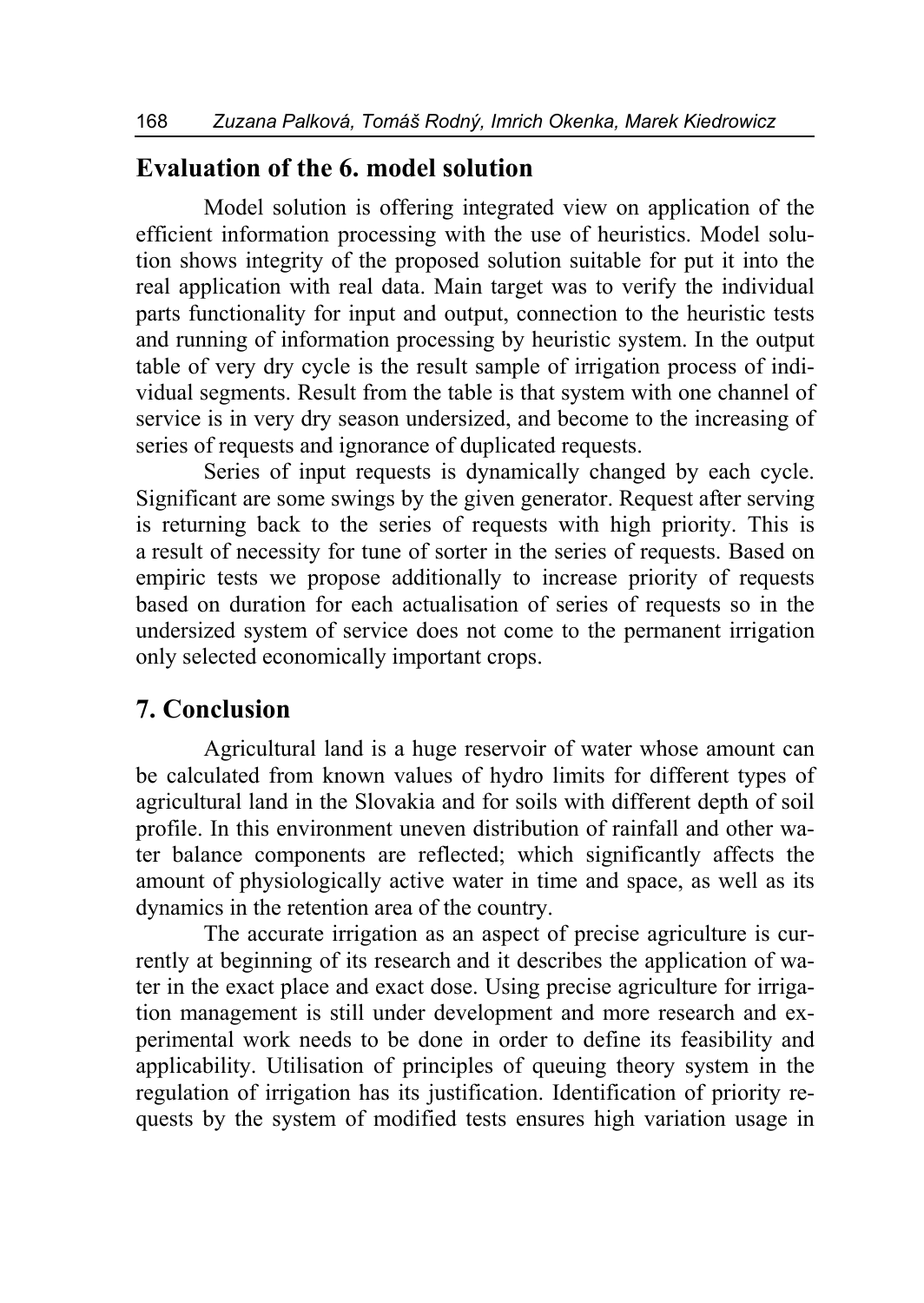## Evaluation of the 6. model solution

Model solution is offering integrated view on application of the efficient information processing with the use of heuristics. Model solution shows integrity of the proposed solution suitable for put it into the real application with real data. Main target was to verify the individual parts functionality for input and output, connection to the heuristic tests and running of information processing by heuristic system. In the output table of very dry cycle is the result sample of irrigation process of individual segments. Result from the table is that system with one channel of service is in very dry season undersized, and become to the increasing of series of requests and ignorance of duplicated requests.

Series of input requests is dynamically changed by each cycle. Significant are some swings by the given generator. Request after serving is returning back to the series of requests with high priority. This is a result of necessity for tune of sorter in the series of requests. Based on empiric tests we propose additionally to increase priority of requests based on duration for each actualisation of series of requests so in the undersized system of service does not come to the permanent irrigation only selected economically important crops.

## 7. Conclusion

Agricultural land is a huge reservoir of water whose amount can be calculated from known values of hydro limits for different types of agricultural land in the Slovakia and for soils with different depth of soil profile. In this environment uneven distribution of rainfall and other water balance components are reflected; which significantly affects the amount of physiologically active water in time and space, as well as its dynamics in the retention area of the country.

The accurate irrigation as an aspect of precise agriculture is currently at beginning of its research and it describes the application of water in the exact place and exact dose. Using precise agriculture for irrigation management is still under development and more research and experimental work needs to be done in order to define its feasibility and applicability. Utilisation of principles of queuing theory system in the regulation of irrigation has its justification. Identification of priority requests by the system of modified tests ensures high variation usage in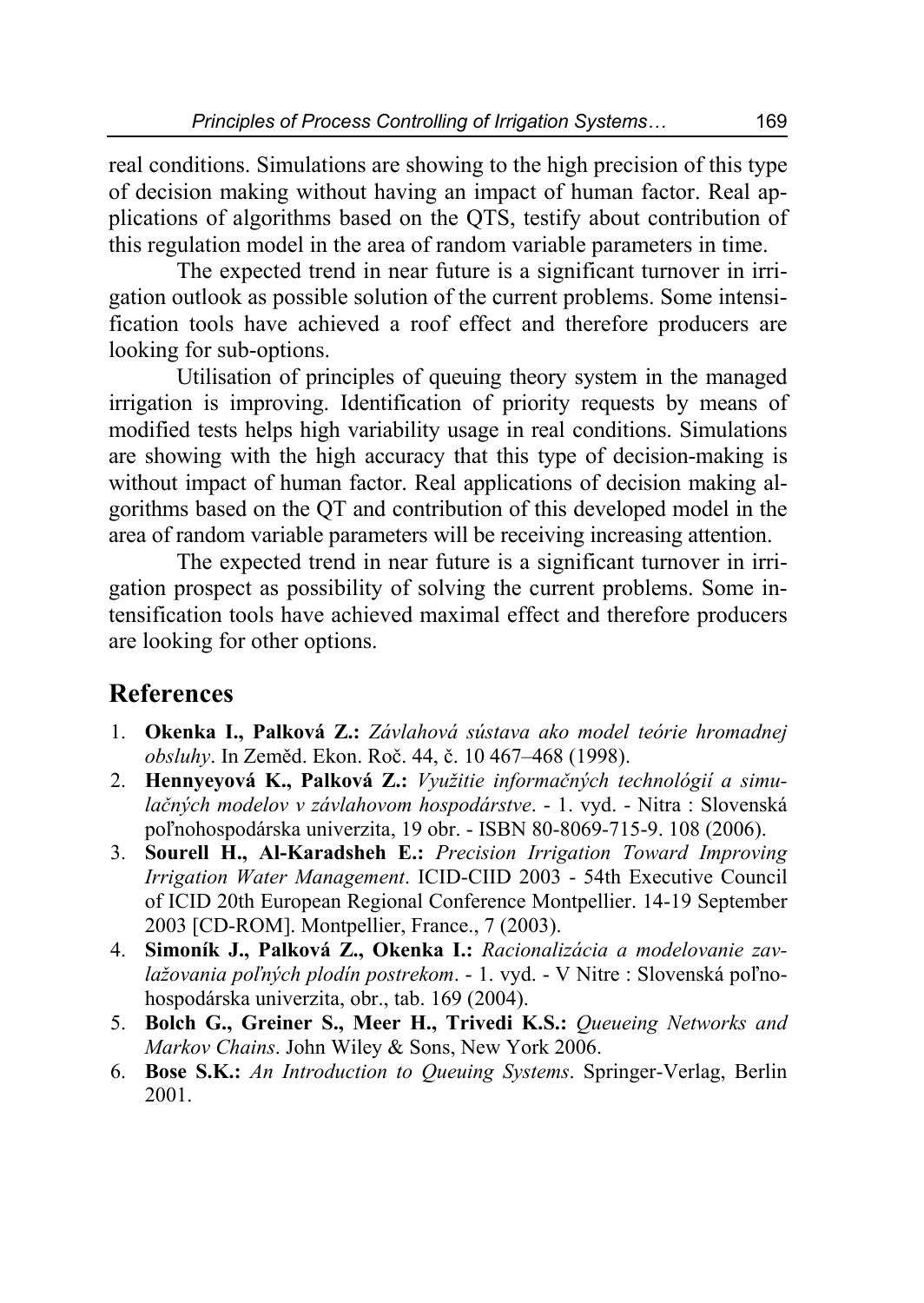real conditions. Simulations are showing to the high precision of this type of decision making without having an impact of human factor. Real applications of algorithms based on the QTS, testify about contribution of this regulation model in the area of random variable parameters in time.

The expected trend in near future is a significant turnover in irrigation outlook as possible solution of the current problems. Some intensification tools have achieved a roof effect and therefore producers are looking for sub-options.

Utilisation of principles of queuing theory system in the managed irrigation is improving. Identification of priority requests by means of modified tests helps high variability usage in real conditions. Simulations are showing with the high accuracy that this type of decision-making is without impact of human factor. Real applications of decision making algorithms based on the QT and contribution of this developed model in the area of random variable parameters will be receiving increasing attention.

The expected trend in near future is a significant turnover in irrigation prospect as possibility of solving the current problems. Some intensification tools have achieved maximal effect and therefore producers are looking for other options.

## References

1. **Okenka I., Palková Z.:** *Závlahová sústava ako model teórie hromadnej obsluhy*. In Zeměd. Ekon. Roč. 44, č. 10 467–468 (1998).
2. **Hennyeyová K., Palková Z.:** *Využitie informačných technológií a simulačných modelov v závlahovom hospodárstve*. - 1. vyd. - Nitra : Slovenská poľnohospodárska univerzita, 19 obr. - ISBN 80-8069-715-9. 108 (2006).
3. **Sourell H., Al-Karadsheh E.:** *Precision Irrigation Toward Improving Irrigation Water Management*. ICID-CIID 2003 - 54th Executive Council of ICID 20th European Regional Conference Montpellier. 14-19 September 2003 [CD-ROM]. Montpellier, France., 7 (2003).
4. **Simoník J., Palková Z., Okenka I.:** *Racionalizácia a modelovanie zavlažovania poľných plodín postrekom*. - 1. vyd. - V Nitre : Slovenská poľnohospodárska univerzita, obr., tab. 169 (2004).
5. **Bolch G., Greiner S., Meer H., Trivedi K.S.:** *Queueing Networks and Markov Chains*. John Wiley & Sons, New York 2006.
6. **Bose S.K.:** *An Introduction to Queuing Systems*. Springer-Verlag, Berlin 2001.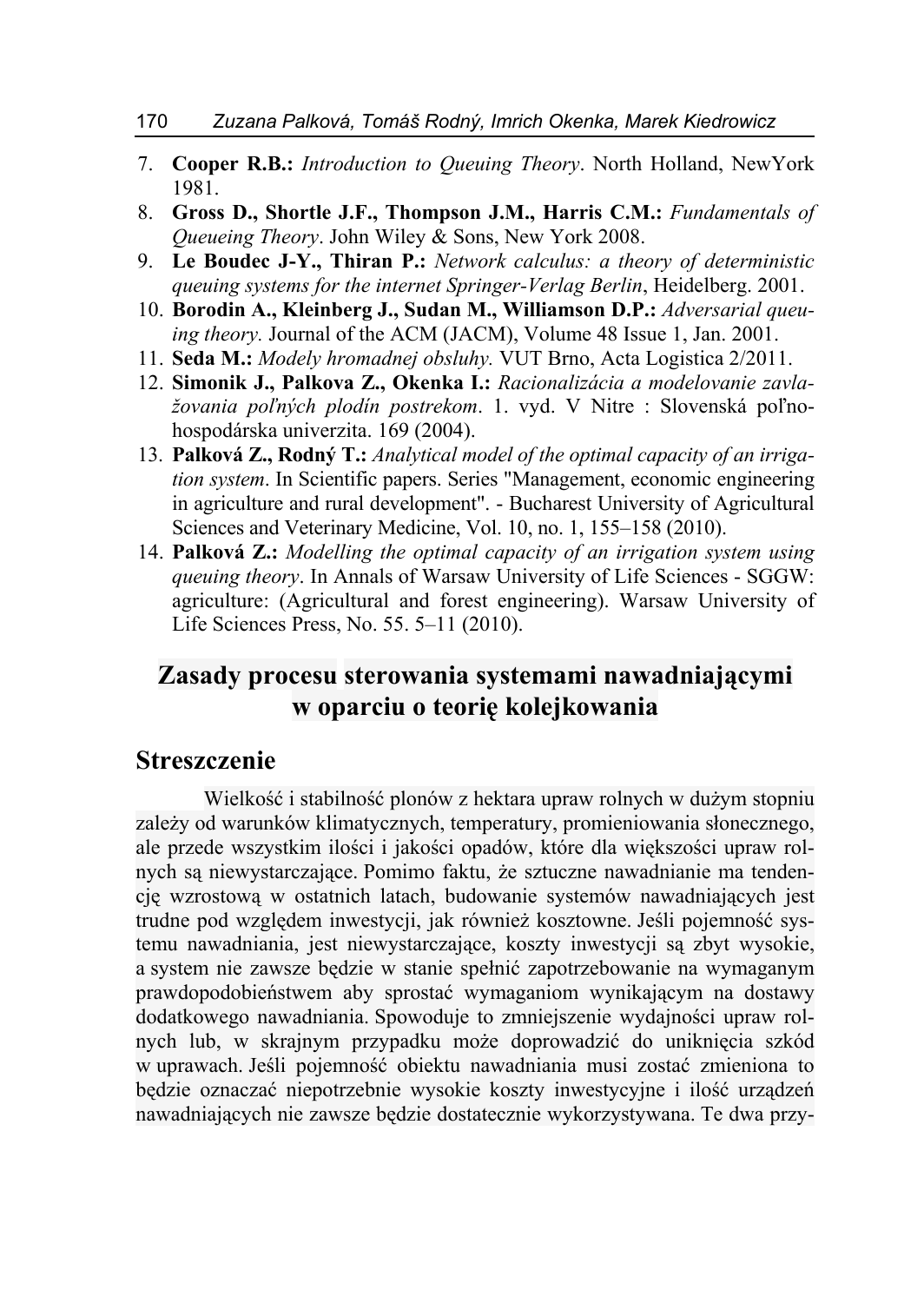7. **Cooper R.B.:** *Introduction to Queuing Theory*. North Holland, NewYork 1981.
8. **Gross D., Shortle J.F., Thompson J.M., Harris C.M.:** *Fundamentals of Queueing Theory*. John Wiley & Sons, New York 2008.
9. **Le Boudec J-Y., Thiran P.:** *Network calculus: a theory of deterministic queuing systems for the internet Springer-Verlag Berlin*, Heidelberg. 2001.
10. **Borodin A., Kleinberg J., Sudan M., Williamson D.P.:** *Adversarial queuing theory.* Journal of the ACM (JACM), Volume 48 Issue 1, Jan. 2001.
11. **Seda M.:** *Modely hromadnej obsluhy.* VUT Brno, Acta Logistica 2/2011.
12. **Simonik J., Palkova Z., Okenka I.:** *Racionalizácia a modelovanie zavlažovania poľných plodín postrekom*. 1. vyd. V Nitre : Slovenská poľnohospodárska univerzita. 169 (2004).
13. **Palková Z., Rodný T.:** *Analytical model of the optimal capacity of an irrigation system*. In Scientific papers. Series "Management, economic engineering in agriculture and rural development". - Bucharest University of Agricultural Sciences and Veterinary Medicine, Vol. 10, no. 1, 155–158 (2010).
14. **Palková Z.:** *Modelling the optimal capacity of an irrigation system using queuing theory*. In Annals of Warsaw University of Life Sciences - SGGW: agriculture: (Agricultural and forest engineering). Warsaw University of Life Sciences Press, No. 55. 5–11 (2010).

# Zasady procesu sterowania systemami nawadniającymi w oparciu o teorię kolejkowania

## Streszczenie

Wielkość i stabilność plonów z hektara upraw rolnych w dużym stopniu zależy od warunków klimatycznych, temperatury, promieniowania słonecznego, ale przede wszystkim ilości i jakości opadów, które dla większości upraw rolnych są niewystarczające. Pomimo faktu, że sztuczne nawadnianie ma tendencję wzrostową w ostatnich latach, budowanie systemów nawadniających jest trudne pod względem inwestycji, jak również kosztowne. Jeśli pojemność systemu nawadniania, jest niewystarczające, koszty inwestycji są zbyt wysokie, a system nie zawsze będzie w stanie spełnić zapotrzebowanie na wymaganym prawdopodobieństwem aby sprostać wymaganiom wynikającym na dostawy dodatkowego nawadniania. Spowoduje to zmniejszenie wydajności upraw rolnych lub, w skrajnym przypadku może doprowadzić do uniknięcia szkód w uprawach. Jeśli pojemność obiektu nawadniania musi zostać zmieniona to będzie oznaczać niepotrzebnie wysokie koszty inwestycyjne i ilość urządzeń nawadniających nie zawsze będzie dostatecznie wykorzystywana. Te dwa przy-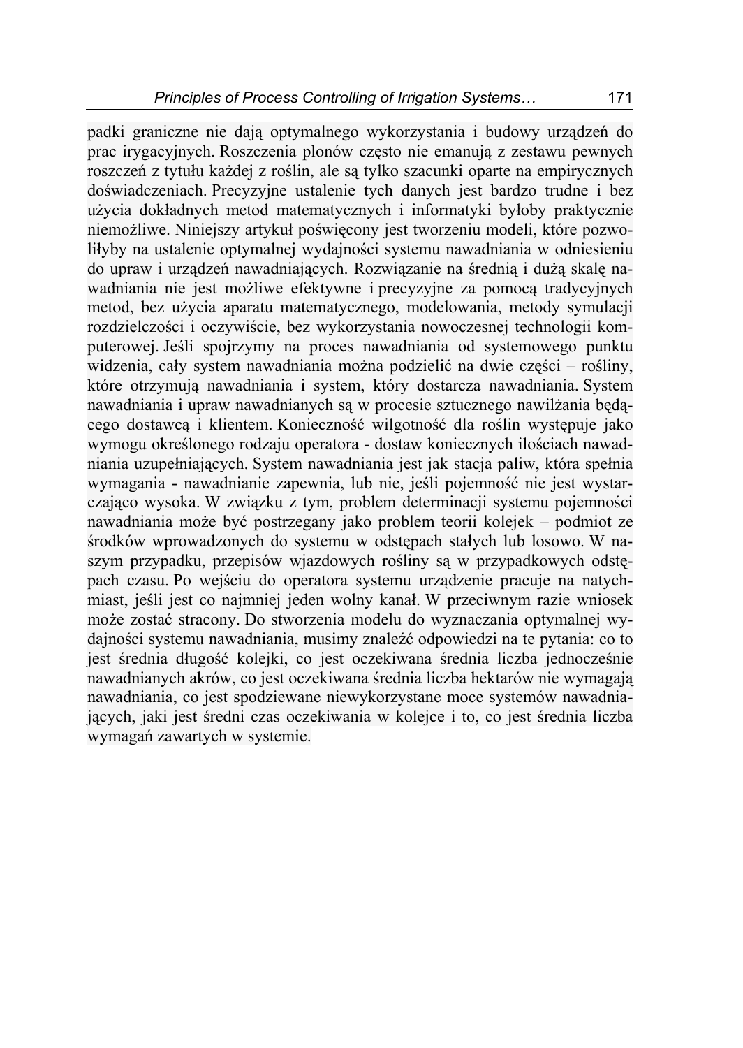padki graniczne nie dają optymalnego wykorzystania i budowy urządzeń do prac irygacyjnych. Roszczenia plonów często nie emanują z zestawu pewnych roszczeń z tytułu każdej z roślin, ale są tylko szacunki oparte na empirycznych doświadczeniach. Precyzyjne ustalenie tych danych jest bardzo trudne i bez użycia dokładnych metod matematycznych i informatyki byłoby praktycznie niemożliwe. Niniejszy artykuł poświęcony jest tworzeniu modeli, które pozwoliłyby na ustalenie optymalnej wydajności systemu nawadniania w odniesieniu do upraw i urządzeń nawadniających. Rozwiązanie na średnią i dużą skalę nawadniania nie jest możliwe efektywne i precyzyjne za pomocą tradycyjnych metod, bez użycia aparatu matematycznego, modelowania, metody symulacji rozdzielczości i oczywiście, bez wykorzystania nowoczesnej technologii komputerowej. Jeśli spojrzymy na proces nawadniania od systemowego punktu widzenia, cały system nawadniania można podzielić na dwie części – rośliny, które otrzymują nawadniania i system, który dostarcza nawadniania. System nawadniania i upraw nawadnianych są w procesie sztucznego nawilżania będącego dostawcą i klientem. Konieczność wilgotność dla roślin występuje jako wymogu określonego rodzaju operatora - dostaw koniecznych ilościach nawadniania uzupełniających. System nawadniania jest jak stacja paliw, która spełnia wymagania - nawadnianie zapewnia, lub nie, jeśli pojemność nie jest wystarczająco wysoka. W związku z tym, problem determinacji systemu pojemności nawadniania może być postrzegany jako problem teorii kolejek – podmiot ze środków wprowadzonych do systemu w odstępach stałych lub losowo. W naszym przypadku, przepisów wjazdowych rośliny są w przypadkowych odstępach czasu. Po wejściu do operatora systemu urządzenie pracuje na natychmiast, jeśli jest co najmniej jeden wolny kanał. W przeciwnym razie wniosek może zostać stracony. Do stworzenia modelu do wyznaczania optymalnej wydajności systemu nawadniania, musimy znaleźć odpowiedzi na te pytania: co to jest średnia długość kolejki, co jest oczekiwana średnia liczba jednocześnie nawadnianych akrów, co jest oczekiwana średnia liczba hektarów nie wymagają nawadniania, co jest spodziewane niewykorzystane moce systemów nawadniających, jaki jest średni czas oczekiwania w kolejce i to, co jest średnia liczba wymagań zawartych w systemie.